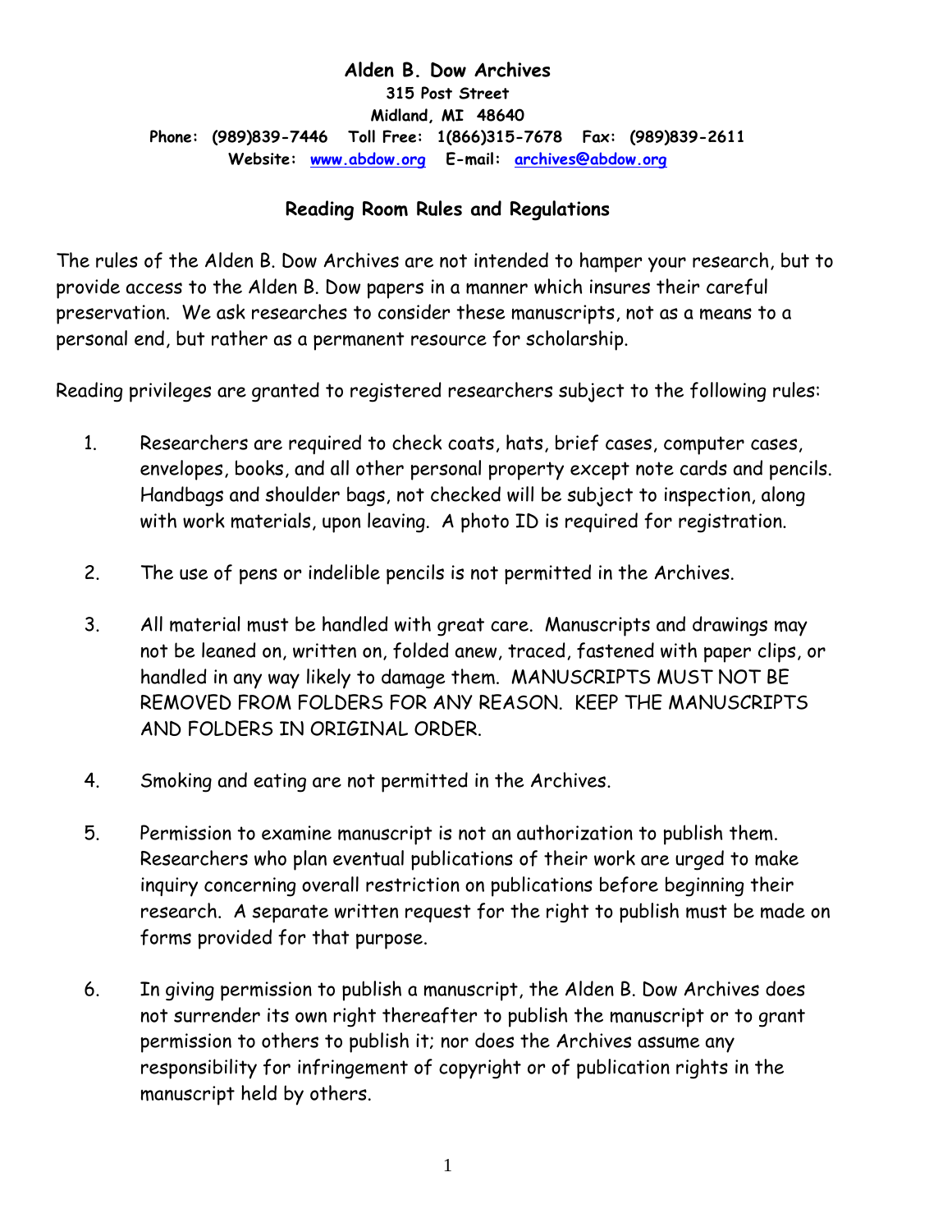**Alden B. Dow Archives**
**315 Post Street**
**Midland, MI 48640**
**Phone: (989)839-7446 Toll Free: 1(866)315-7678 Fax: (989)839-2611**
**Website: [www.abdow.org](http://www.abdow.org) E-mail: [archives@abdow.org](mailto:archives@abdow.org)**

## Reading Room Rules and Regulations

The rules of the Alden B. Dow Archives are not intended to hamper your research, but to provide access to the Alden B. Dow papers in a manner which insures their careful preservation. We ask researches to consider these manuscripts, not as a means to a personal end, but rather as a permanent resource for scholarship.

Reading privileges are granted to registered researchers subject to the following rules:

1. Researchers are required to check coats, hats, brief cases, computer cases, envelopes, books, and all other personal property except note cards and pencils. Handbags and shoulder bags, not checked will be subject to inspection, along with work materials, upon leaving. A photo ID is required for registration.

2. The use of pens or indelible pencils is not permitted in the Archives.

3. All material must be handled with great care. Manuscripts and drawings may not be leaned on, written on, folded anew, traced, fastened with paper clips, or handled in any way likely to damage them. MANUSCRIPTS MUST NOT BE REMOVED FROM FOLDERS FOR ANY REASON. KEEP THE MANUSCRIPTS AND FOLDERS IN ORIGINAL ORDER.

4. Smoking and eating are not permitted in the Archives.

5. Permission to examine manuscript is not an authorization to publish them. Researchers who plan eventual publications of their work are urged to make inquiry concerning overall restriction on publications before beginning their research. A separate written request for the right to publish must be made on forms provided for that purpose.

6. In giving permission to publish a manuscript, the Alden B. Dow Archives does not surrender its own right thereafter to publish the manuscript or to grant permission to others to publish it; nor does the Archives assume any responsibility for infringement of copyright or of publication rights in the manuscript held by others.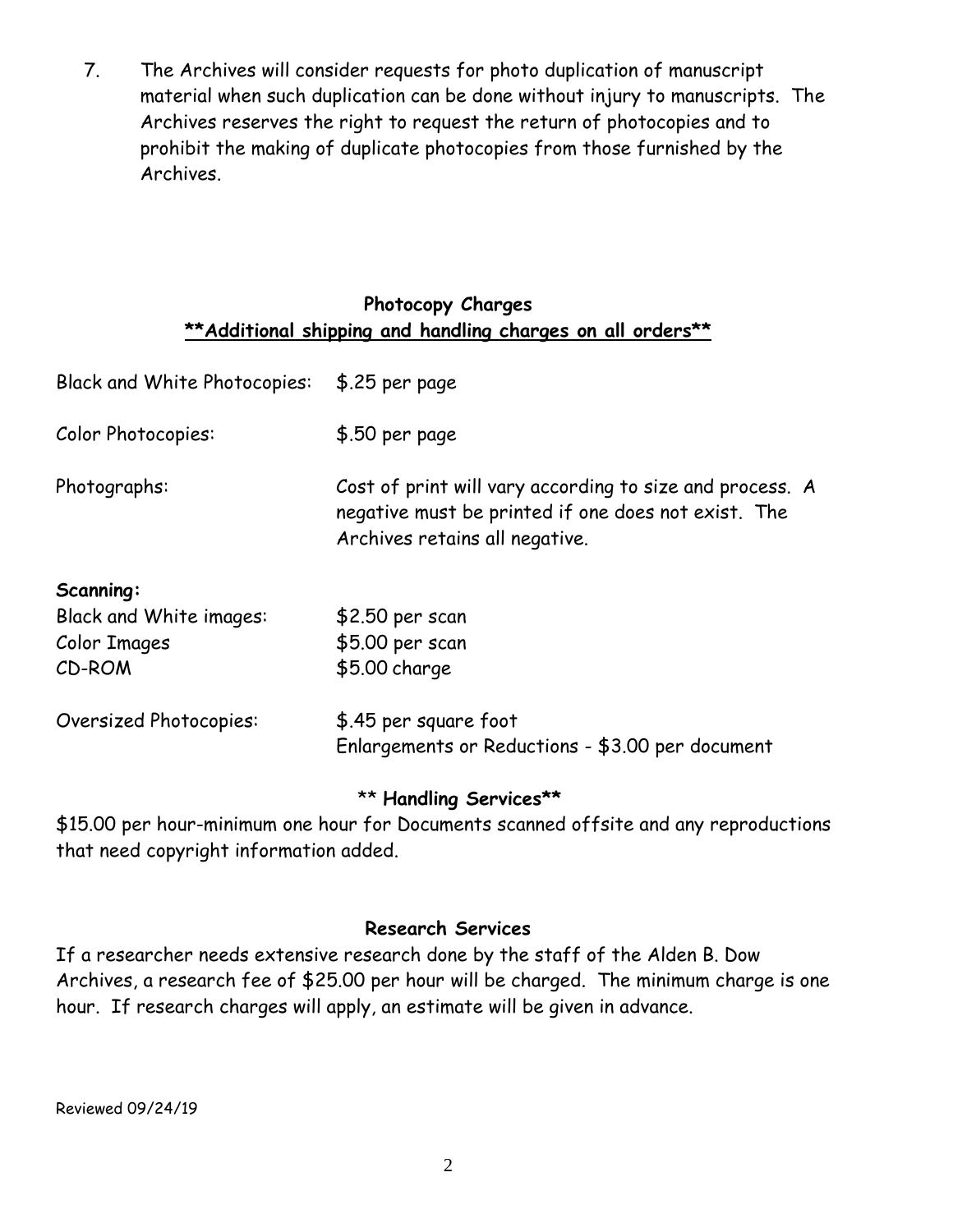7. The Archives will consider requests for photo duplication of manuscript material when such duplication can be done without injury to manuscripts. The Archives reserves the right to request the return of photocopies and to prohibit the making of duplicate photocopies from those furnished by the Archives.

## Photocopy Charges

**<u>**Additional shipping and handling charges on all orders**</u>**

| | |
|---|---|
| Black and White Photocopies: | $.25 per page |
| Color Photocopies: | $.50 per page |
| Photographs: | Cost of print will vary according to size and process. A negative must be printed if one does not exist. The Archives retains all negative. |
| **Scanning:** | |
| Black and White images: | $2.50 per scan |
| Color Images | $5.00 per scan |
| CD-ROM | $5.00 charge |
| Oversized Photocopies: | $.45 per square foot<br>Enlargements or Reductions - $3.00 per document |

**** Handling Services****

$15.00 per hour-minimum one hour for Documents scanned offsite and any reproductions that need copyright information added.

## Research Services

If a researcher needs extensive research done by the staff of the Alden B. Dow Archives, a research fee of $25.00 per hour will be charged. The minimum charge is one hour. If research charges will apply, an estimate will be given in advance.

Reviewed 09/24/19